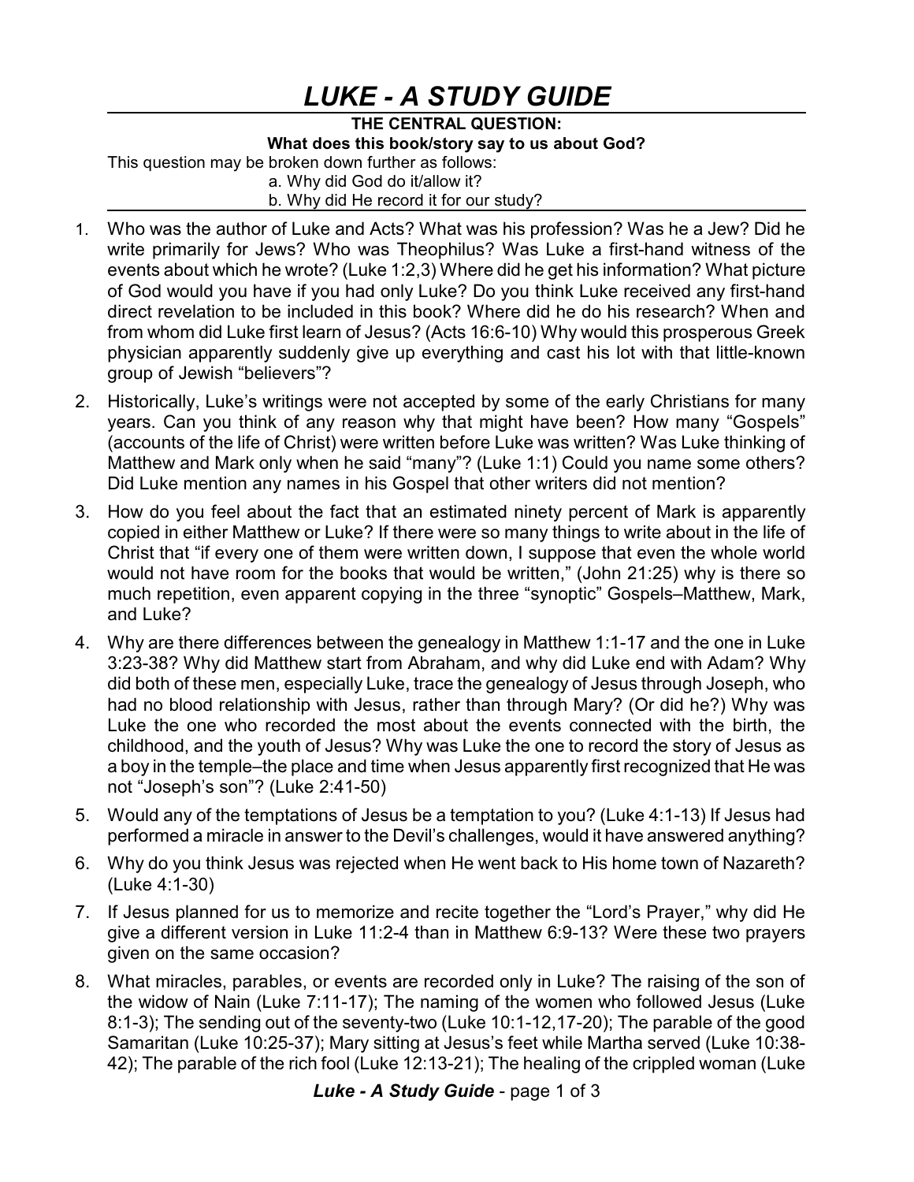# *LUKE - A STUDY GUIDE*

**THE CENTRAL QUESTION:**

**What does this book/story say to us about God?**

This question may be broken down further as follows:

a. Why did God do it/allow it?

b. Why did He record it for our study?

1. Who was the author of Luke and Acts? What was his profession? Was he a Jew? Did he write primarily for Jews? Who was Theophilus? Was Luke a first-hand witness of the events about which he wrote? (Luke 1:2,3) Where did he get his information? What picture of God would you have if you had only Luke? Do you think Luke received any first-hand direct revelation to be included in this book? Where did he do his research? When and from whom did Luke first learn of Jesus? (Acts 16:6-10) Why would this prosperous Greek physician apparently suddenly give up everything and cast his lot with that little-known group of Jewish "believers"?
2. Historically, Luke's writings were not accepted by some of the early Christians for many years. Can you think of any reason why that might have been? How many "Gospels" (accounts of the life of Christ) were written before Luke was written? Was Luke thinking of Matthew and Mark only when he said "many"? (Luke 1:1) Could you name some others? Did Luke mention any names in his Gospel that other writers did not mention?
3. How do you feel about the fact that an estimated ninety percent of Mark is apparently copied in either Matthew or Luke? If there were so many things to write about in the life of Christ that "if every one of them were written down, I suppose that even the whole world would not have room for the books that would be written," (John 21:25) why is there so much repetition, even apparent copying in the three "synoptic" Gospels–Matthew, Mark, and Luke?
4. Why are there differences between the genealogy in Matthew 1:1-17 and the one in Luke 3:23-38? Why did Matthew start from Abraham, and why did Luke end with Adam? Why did both of these men, especially Luke, trace the genealogy of Jesus through Joseph, who had no blood relationship with Jesus, rather than through Mary? (Or did he?) Why was Luke the one who recorded the most about the events connected with the birth, the childhood, and the youth of Jesus? Why was Luke the one to record the story of Jesus as a boy in the temple–the place and time when Jesus apparently first recognized that He was not "Joseph's son"? (Luke 2:41-50)
5. Would any of the temptations of Jesus be a temptation to you? (Luke 4:1-13) If Jesus had performed a miracle in answer to the Devil's challenges, would it have answered anything?
6. Why do you think Jesus was rejected when He went back to His home town of Nazareth? (Luke 4:1-30)
7. If Jesus planned for us to memorize and recite together the "Lord's Prayer," why did He give a different version in Luke 11:2-4 than in Matthew 6:9-13? Were these two prayers given on the same occasion?
8. What miracles, parables, or events are recorded only in Luke? The raising of the son of the widow of Nain (Luke 7:11-17); The naming of the women who followed Jesus (Luke 8:1-3); The sending out of the seventy-two (Luke 10:1-12,17-20); The parable of the good Samaritan (Luke 10:25-37); Mary sitting at Jesus's feet while Martha served (Luke 10:38-42); The parable of the rich fool (Luke 12:13-21); The healing of the crippled woman (Luke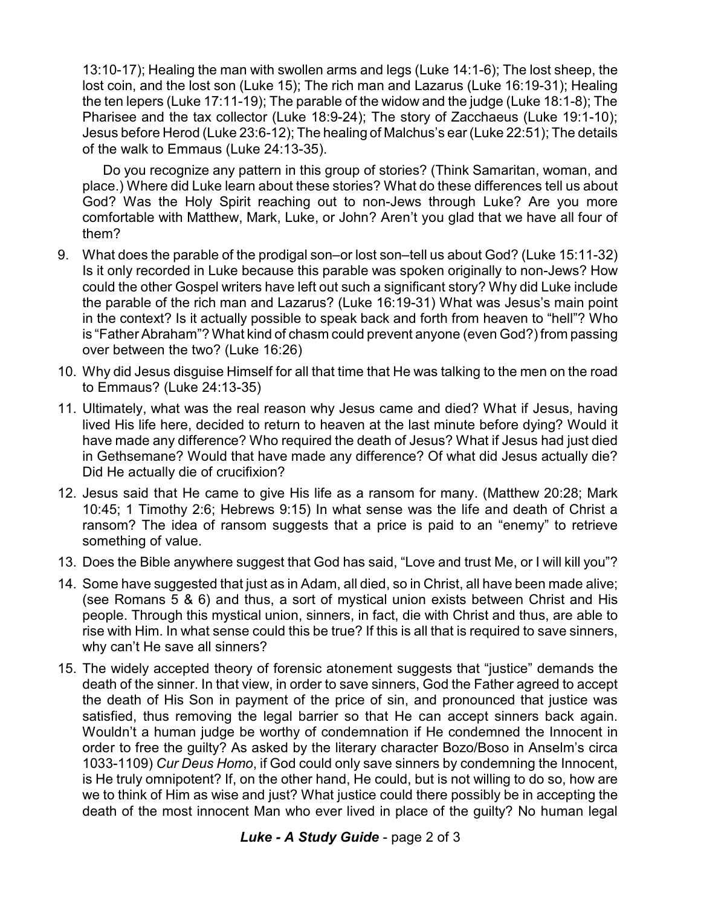13:10-17); Healing the man with swollen arms and legs (Luke 14:1-6); The lost sheep, the lost coin, and the lost son (Luke 15); The rich man and Lazarus (Luke 16:19-31); Healing the ten lepers (Luke 17:11-19); The parable of the widow and the judge (Luke 18:1-8); The Pharisee and the tax collector (Luke 18:9-24); The story of Zacchaeus (Luke 19:1-10); Jesus before Herod (Luke 23:6-12); The healing of Malchus's ear (Luke 22:51); The details of the walk to Emmaus (Luke 24:13-35).

Do you recognize any pattern in this group of stories? (Think Samaritan, woman, and place.) Where did Luke learn about these stories? What do these differences tell us about God? Was the Holy Spirit reaching out to non-Jews through Luke? Are you more comfortable with Matthew, Mark, Luke, or John? Aren't you glad that we have all four of them?

9. What does the parable of the prodigal son–or lost son–tell us about God? (Luke 15:11-32) Is it only recorded in Luke because this parable was spoken originally to non-Jews? How could the other Gospel writers have left out such a significant story? Why did Luke include the parable of the rich man and Lazarus? (Luke 16:19-31) What was Jesus's main point in the context? Is it actually possible to speak back and forth from heaven to "hell"? Who is "Father Abraham"? What kind of chasm could prevent anyone (even God?) from passing over between the two? (Luke 16:26)

10. Why did Jesus disguise Himself for all that time that He was talking to the men on the road to Emmaus? (Luke 24:13-35)

11. Ultimately, what was the real reason why Jesus came and died? What if Jesus, having lived His life here, decided to return to heaven at the last minute before dying? Would it have made any difference? Who required the death of Jesus? What if Jesus had just died in Gethsemane? Would that have made any difference? Of what did Jesus actually die? Did He actually die of crucifixion?

12. Jesus said that He came to give His life as a ransom for many. (Matthew 20:28; Mark 10:45; 1 Timothy 2:6; Hebrews 9:15) In what sense was the life and death of Christ a ransom? The idea of ransom suggests that a price is paid to an "enemy" to retrieve something of value.

13. Does the Bible anywhere suggest that God has said, "Love and trust Me, or I will kill you"?

14. Some have suggested that just as in Adam, all died, so in Christ, all have been made alive; (see Romans 5 & 6) and thus, a sort of mystical union exists between Christ and His people. Through this mystical union, sinners, in fact, die with Christ and thus, are able to rise with Him. In what sense could this be true? If this is all that is required to save sinners, why can't He save all sinners?

15. The widely accepted theory of forensic atonement suggests that "justice" demands the death of the sinner. In that view, in order to save sinners, God the Father agreed to accept the death of His Son in payment of the price of sin, and pronounced that justice was satisfied, thus removing the legal barrier so that He can accept sinners back again. Wouldn't a human judge be worthy of condemnation if He condemned the Innocent in order to free the guilty? As asked by the literary character Bozo/Boso in Anselm's circa 1033-1109) *Cur Deus Homo*, if God could only save sinners by condemning the Innocent, is He truly omnipotent? If, on the other hand, He could, but is not willing to do so, how are we to think of Him as wise and just? What justice could there possibly be in accepting the death of the most innocent Man who ever lived in place of the guilty? No human legal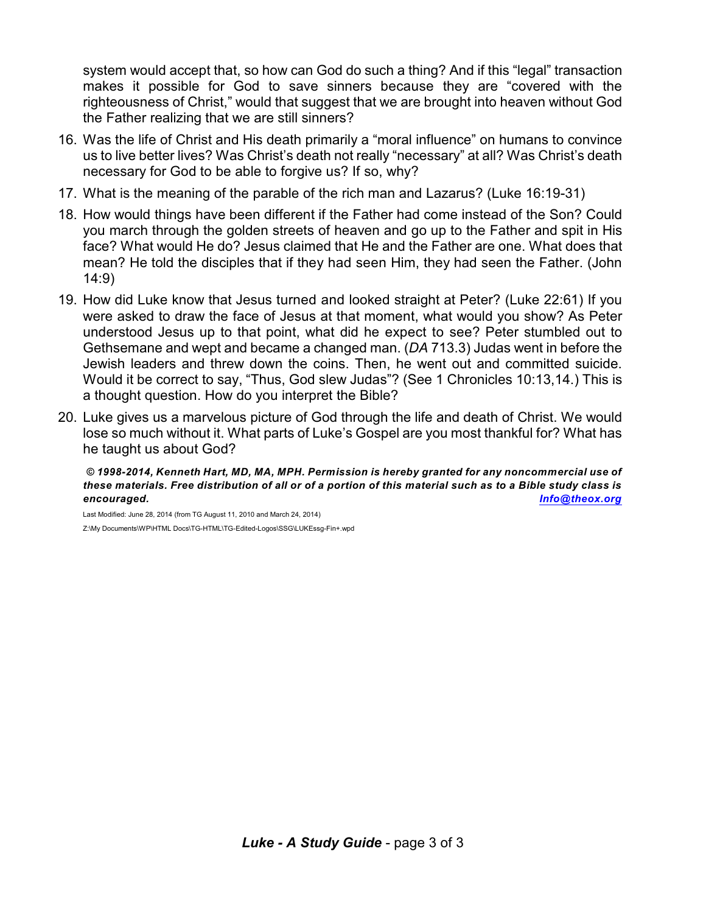system would accept that, so how can God do such a thing? And if this "legal" transaction makes it possible for God to save sinners because they are "covered with the righteousness of Christ," would that suggest that we are brought into heaven without God the Father realizing that we are still sinners?

16. Was the life of Christ and His death primarily a "moral influence" on humans to convince us to live better lives? Was Christ's death not really "necessary" at all? Was Christ's death necessary for God to be able to forgive us? If so, why?
17. What is the meaning of the parable of the rich man and Lazarus? (Luke 16:19-31)
18. How would things have been different if the Father had come instead of the Son? Could you march through the golden streets of heaven and go up to the Father and spit in His face? What would He do? Jesus claimed that He and the Father are one. What does that mean? He told the disciples that if they had seen Him, they had seen the Father. (John 14:9)
19. How did Luke know that Jesus turned and looked straight at Peter? (Luke 22:61) If you were asked to draw the face of Jesus at that moment, what would you show? As Peter understood Jesus up to that point, what did he expect to see? Peter stumbled out to Gethsemane and wept and became a changed man. (*DA* 713.3) Judas went in before the Jewish leaders and threw down the coins. Then, he went out and committed suicide. Would it be correct to say, "Thus, God slew Judas"? (See 1 Chronicles 10:13,14.) This is a thought question. How do you interpret the Bible?
20. Luke gives us a marvelous picture of God through the life and death of Christ. We would lose so much without it. What parts of Luke's Gospel are you most thankful for? What has he taught us about God?

***© 1998-2014, Kenneth Hart, MD, MA, MPH. Permission is hereby granted for any noncommercial use of these materials. Free distribution of all or of a portion of this material such as to a Bible study class is encouraged.*** ***Info@theox.org***

Last Modified: June 28, 2014 (from TG August 11, 2010 and March 24, 2014)

Z:\My Documents\WP\HTML Docs\TG-HTML\TG-Edited-Logos\SSG\LUKEssg-Fin+.wpd